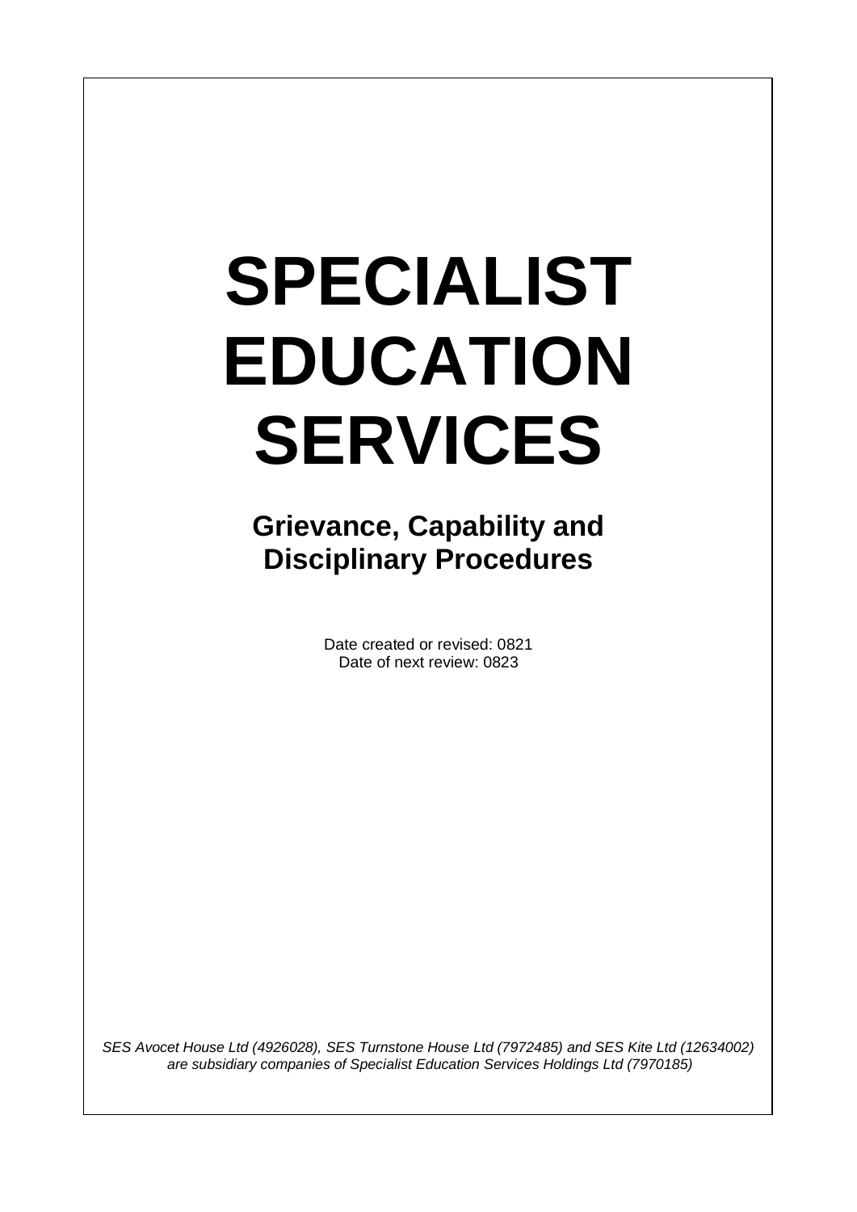# SPECIALIST EDUCATION SERVICES

## Grievance, Capability and Disciplinary Procedures

Date created or revised: 0821
Date of next review: 0823

*SES Avocet House Ltd (4926028), SES Turnstone House Ltd (7972485) and SES Kite Ltd (12634002) are subsidiary companies of Specialist Education Services Holdings Ltd (7970185)*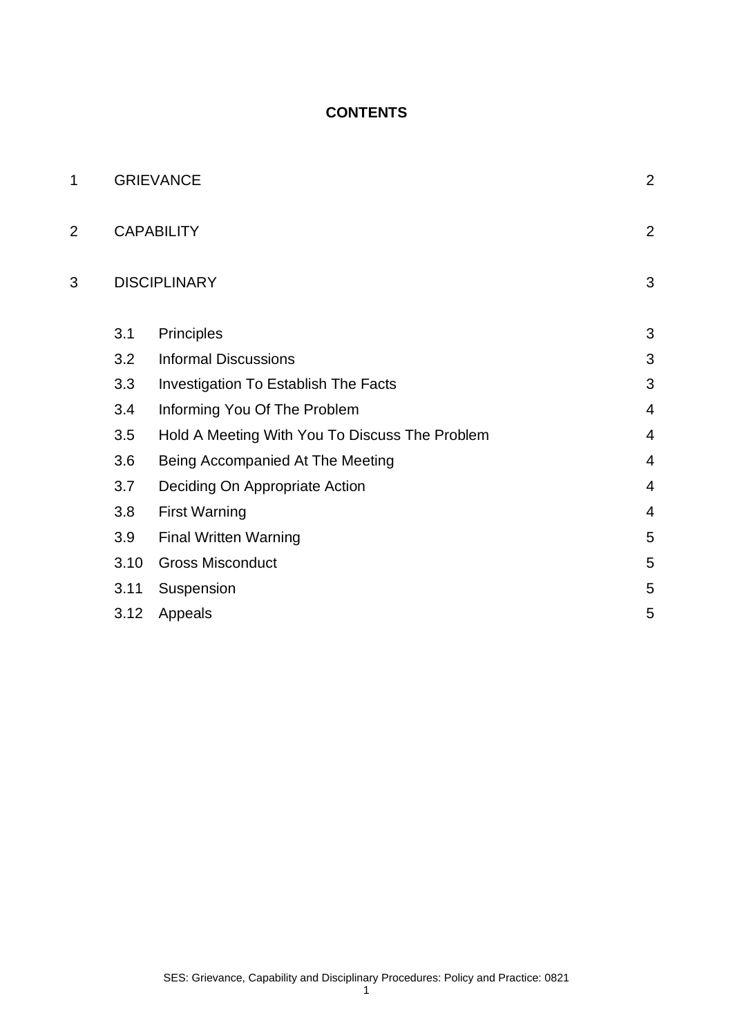**CONTENTS**

| | | |
|---|---|---|
| 1 | GRIEVANCE | 2 |
| 2 | CAPABILITY | 2 |
| 3 | DISCIPLINARY | 3 |
| 3.1 | Principles | 3 |
| 3.2 | Informal Discussions | 3 |
| 3.3 | Investigation To Establish The Facts | 3 |
| 3.4 | Informing You Of The Problem | 4 |
| 3.5 | Hold A Meeting With You To Discuss The Problem | 4 |
| 3.6 | Being Accompanied At The Meeting | 4 |
| 3.7 | Deciding On Appropriate Action | 4 |
| 3.8 | First Warning | 4 |
| 3.9 | Final Written Warning | 5 |
| 3.10 | Gross Misconduct | 5 |
| 3.11 | Suspension | 5 |
| 3.12 | Appeals | 5 |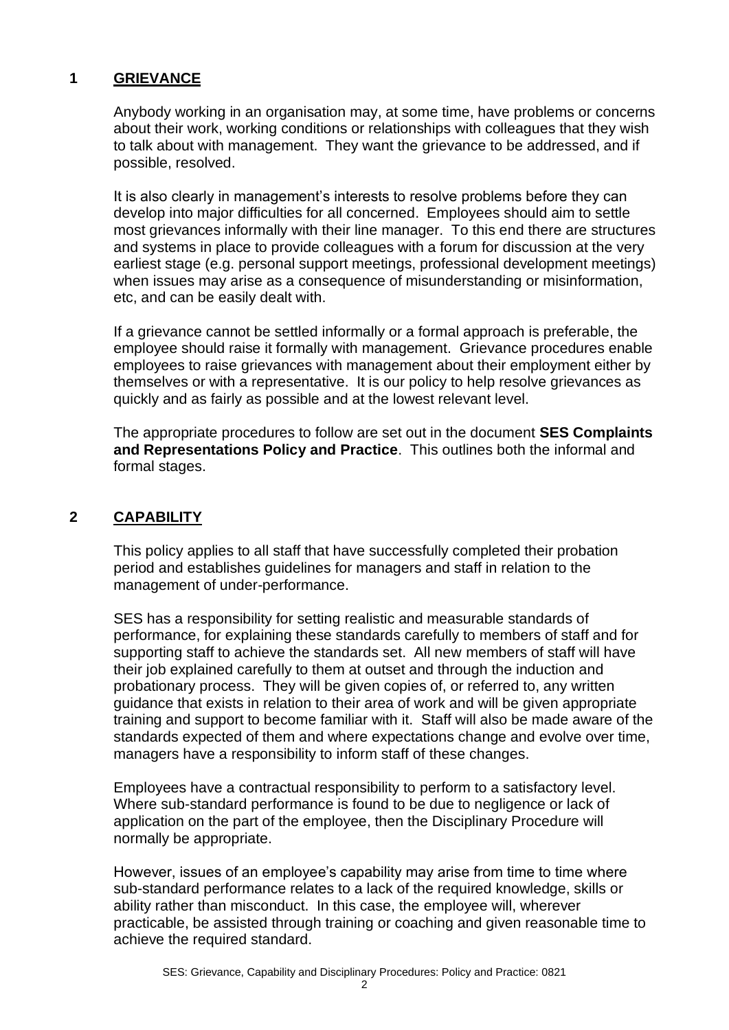## 1 GRIEVANCE

Anybody working in an organisation may, at some time, have problems or concerns about their work, working conditions or relationships with colleagues that they wish to talk about with management. They want the grievance to be addressed, and if possible, resolved.

It is also clearly in management's interests to resolve problems before they can develop into major difficulties for all concerned. Employees should aim to settle most grievances informally with their line manager. To this end there are structures and systems in place to provide colleagues with a forum for discussion at the very earliest stage (e.g. personal support meetings, professional development meetings) when issues may arise as a consequence of misunderstanding or misinformation, etc, and can be easily dealt with.

If a grievance cannot be settled informally or a formal approach is preferable, the employee should raise it formally with management. Grievance procedures enable employees to raise grievances with management about their employment either by themselves or with a representative. It is our policy to help resolve grievances as quickly and as fairly as possible and at the lowest relevant level.

The appropriate procedures to follow are set out in the document **SES Complaints and Representations Policy and Practice**. This outlines both the informal and formal stages.

## 2 CAPABILITY

This policy applies to all staff that have successfully completed their probation period and establishes guidelines for managers and staff in relation to the management of under-performance.

SES has a responsibility for setting realistic and measurable standards of performance, for explaining these standards carefully to members of staff and for supporting staff to achieve the standards set. All new members of staff will have their job explained carefully to them at outset and through the induction and probationary process. They will be given copies of, or referred to, any written guidance that exists in relation to their area of work and will be given appropriate training and support to become familiar with it. Staff will also be made aware of the standards expected of them and where expectations change and evolve over time, managers have a responsibility to inform staff of these changes.

Employees have a contractual responsibility to perform to a satisfactory level. Where sub-standard performance is found to be due to negligence or lack of application on the part of the employee, then the Disciplinary Procedure will normally be appropriate.

However, issues of an employee's capability may arise from time to time where sub-standard performance relates to a lack of the required knowledge, skills or ability rather than misconduct. In this case, the employee will, wherever practicable, be assisted through training or coaching and given reasonable time to achieve the required standard.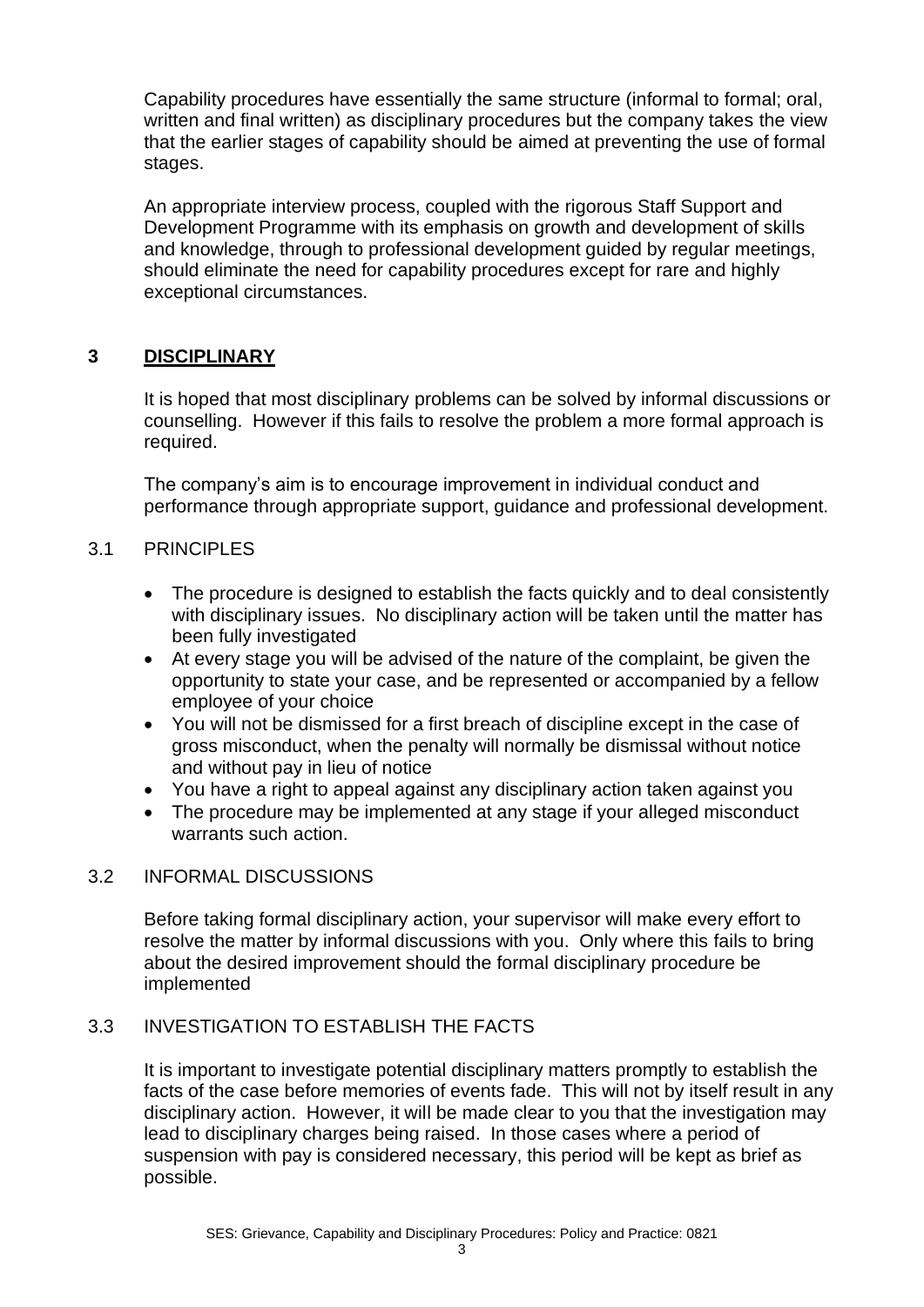Capability procedures have essentially the same structure (informal to formal; oral, written and final written) as disciplinary procedures but the company takes the view that the earlier stages of capability should be aimed at preventing the use of formal stages.

An appropriate interview process, coupled with the rigorous Staff Support and Development Programme with its emphasis on growth and development of skills and knowledge, through to professional development guided by regular meetings, should eliminate the need for capability procedures except for rare and highly exceptional circumstances.

## 3 DISCIPLINARY

It is hoped that most disciplinary problems can be solved by informal discussions or counselling. However if this fails to resolve the problem a more formal approach is required.

The company's aim is to encourage improvement in individual conduct and performance through appropriate support, guidance and professional development.

### 3.1 PRINCIPLES

- The procedure is designed to establish the facts quickly and to deal consistently with disciplinary issues. No disciplinary action will be taken until the matter has been fully investigated
- At every stage you will be advised of the nature of the complaint, be given the opportunity to state your case, and be represented or accompanied by a fellow employee of your choice
- You will not be dismissed for a first breach of discipline except in the case of gross misconduct, when the penalty will normally be dismissal without notice and without pay in lieu of notice
- You have a right to appeal against any disciplinary action taken against you
- The procedure may be implemented at any stage if your alleged misconduct warrants such action.

### 3.2 INFORMAL DISCUSSIONS

Before taking formal disciplinary action, your supervisor will make every effort to resolve the matter by informal discussions with you. Only where this fails to bring about the desired improvement should the formal disciplinary procedure be implemented

### 3.3 INVESTIGATION TO ESTABLISH THE FACTS

It is important to investigate potential disciplinary matters promptly to establish the facts of the case before memories of events fade. This will not by itself result in any disciplinary action. However, it will be made clear to you that the investigation may lead to disciplinary charges being raised. In those cases where a period of suspension with pay is considered necessary, this period will be kept as brief as possible.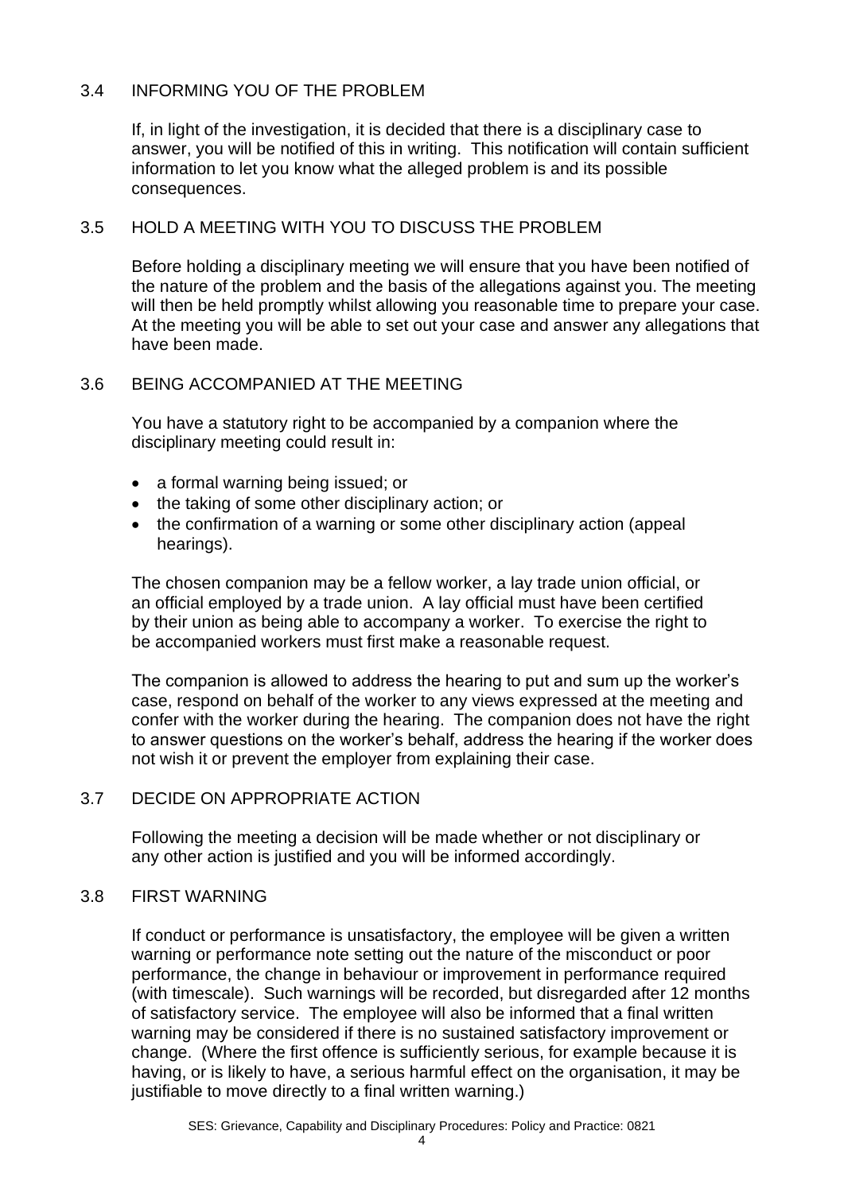## 3.4 INFORMING YOU OF THE PROBLEM

If, in light of the investigation, it is decided that there is a disciplinary case to answer, you will be notified of this in writing. This notification will contain sufficient information to let you know what the alleged problem is and its possible consequences.

## 3.5 HOLD A MEETING WITH YOU TO DISCUSS THE PROBLEM

Before holding a disciplinary meeting we will ensure that you have been notified of the nature of the problem and the basis of the allegations against you. The meeting will then be held promptly whilst allowing you reasonable time to prepare your case. At the meeting you will be able to set out your case and answer any allegations that have been made.

## 3.6 BEING ACCOMPANIED AT THE MEETING

You have a statutory right to be accompanied by a companion where the disciplinary meeting could result in:

- a formal warning being issued; or
- the taking of some other disciplinary action; or
- the confirmation of a warning or some other disciplinary action (appeal hearings).

The chosen companion may be a fellow worker, a lay trade union official, or an official employed by a trade union. A lay official must have been certified by their union as being able to accompany a worker. To exercise the right to be accompanied workers must first make a reasonable request.

The companion is allowed to address the hearing to put and sum up the worker's case, respond on behalf of the worker to any views expressed at the meeting and confer with the worker during the hearing. The companion does not have the right to answer questions on the worker's behalf, address the hearing if the worker does not wish it or prevent the employer from explaining their case.

## 3.7 DECIDE ON APPROPRIATE ACTION

Following the meeting a decision will be made whether or not disciplinary or any other action is justified and you will be informed accordingly.

## 3.8 FIRST WARNING

If conduct or performance is unsatisfactory, the employee will be given a written warning or performance note setting out the nature of the misconduct or poor performance, the change in behaviour or improvement in performance required (with timescale). Such warnings will be recorded, but disregarded after 12 months of satisfactory service. The employee will also be informed that a final written warning may be considered if there is no sustained satisfactory improvement or change. (Where the first offence is sufficiently serious, for example because it is having, or is likely to have, a serious harmful effect on the organisation, it may be justifiable to move directly to a final written warning.)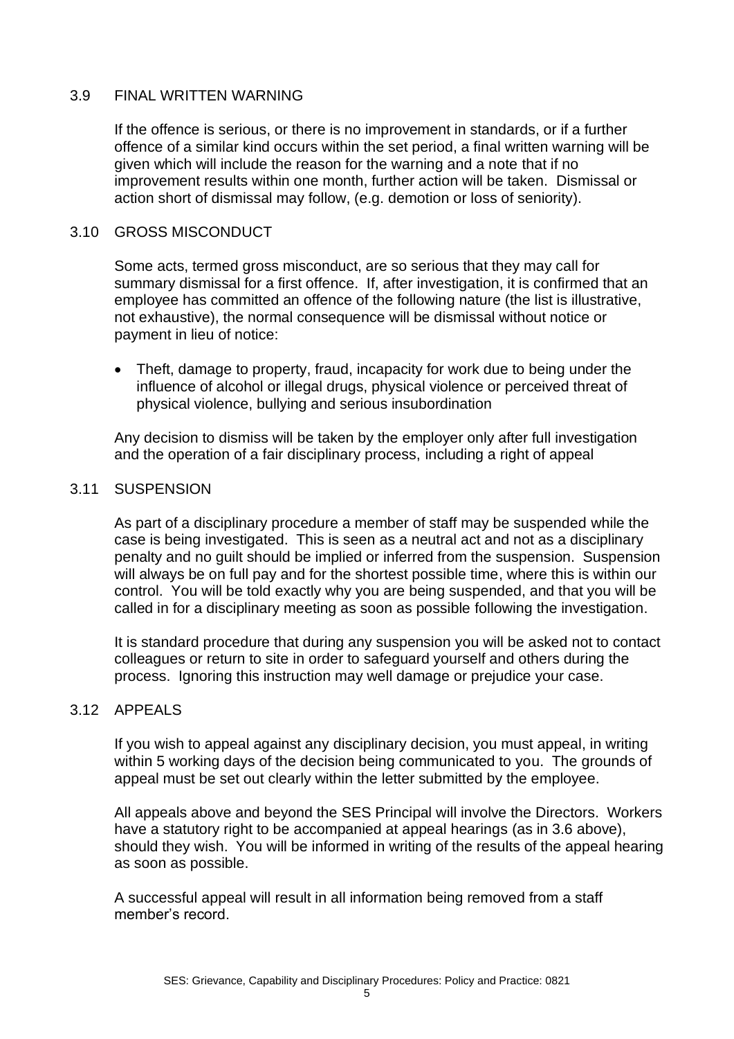## 3.9 FINAL WRITTEN WARNING

If the offence is serious, or there is no improvement in standards, or if a further offence of a similar kind occurs within the set period, a final written warning will be given which will include the reason for the warning and a note that if no improvement results within one month, further action will be taken. Dismissal or action short of dismissal may follow, (e.g. demotion or loss of seniority).

## 3.10 GROSS MISCONDUCT

Some acts, termed gross misconduct, are so serious that they may call for summary dismissal for a first offence. If, after investigation, it is confirmed that an employee has committed an offence of the following nature (the list is illustrative, not exhaustive), the normal consequence will be dismissal without notice or payment in lieu of notice:

- Theft, damage to property, fraud, incapacity for work due to being under the influence of alcohol or illegal drugs, physical violence or perceived threat of physical violence, bullying and serious insubordination

Any decision to dismiss will be taken by the employer only after full investigation and the operation of a fair disciplinary process, including a right of appeal

## 3.11 SUSPENSION

As part of a disciplinary procedure a member of staff may be suspended while the case is being investigated. This is seen as a neutral act and not as a disciplinary penalty and no guilt should be implied or inferred from the suspension. Suspension will always be on full pay and for the shortest possible time, where this is within our control. You will be told exactly why you are being suspended, and that you will be called in for a disciplinary meeting as soon as possible following the investigation.

It is standard procedure that during any suspension you will be asked not to contact colleagues or return to site in order to safeguard yourself and others during the process. Ignoring this instruction may well damage or prejudice your case.

## 3.12 APPEALS

If you wish to appeal against any disciplinary decision, you must appeal, in writing within 5 working days of the decision being communicated to you. The grounds of appeal must be set out clearly within the letter submitted by the employee.

All appeals above and beyond the SES Principal will involve the Directors. Workers have a statutory right to be accompanied at appeal hearings (as in 3.6 above), should they wish. You will be informed in writing of the results of the appeal hearing as soon as possible.

A successful appeal will result in all information being removed from a staff member's record.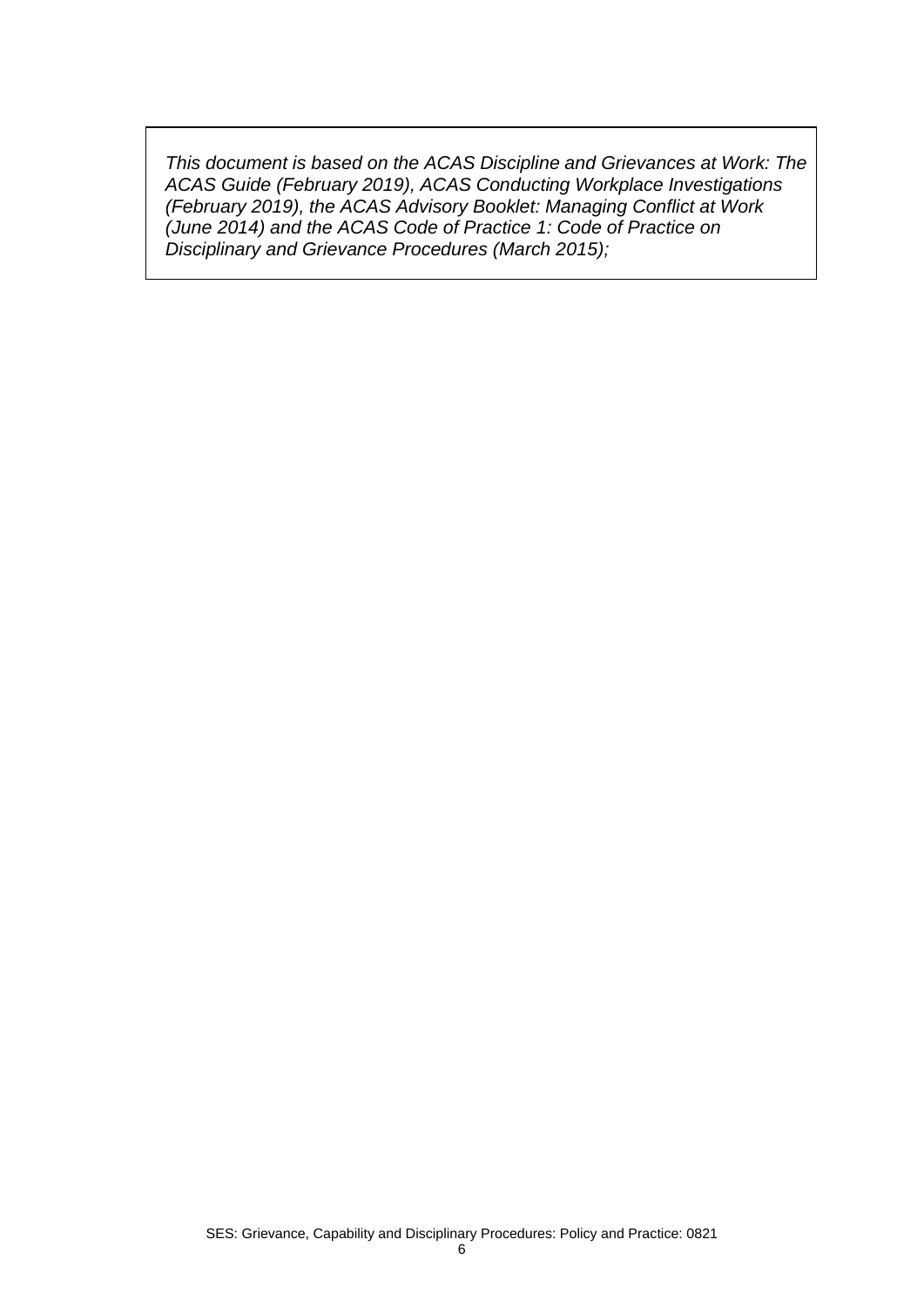*This document is based on the ACAS Discipline and Grievances at Work: The ACAS Guide (February 2019), ACAS Conducting Workplace Investigations (February 2019), the ACAS Advisory Booklet: Managing Conflict at Work (June 2014) and the ACAS Code of Practice 1: Code of Practice on Disciplinary and Grievance Procedures (March 2015);*